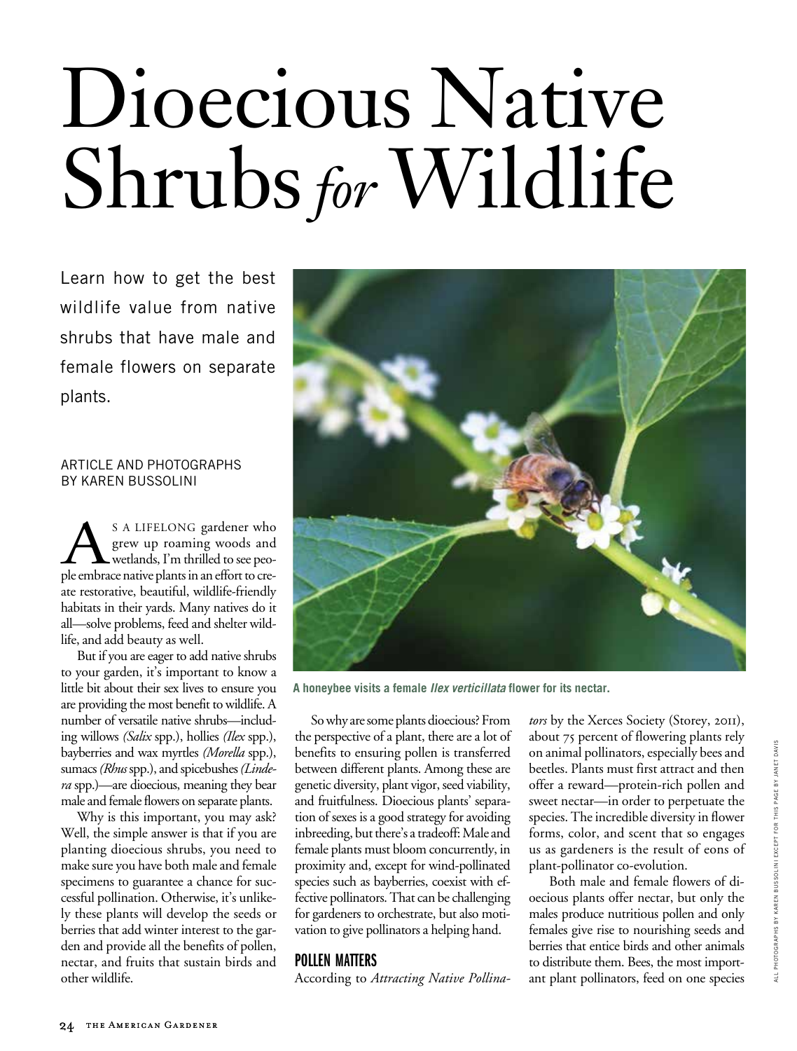# Dioecious Native Shrubs *for* Wildlife

Learn how to get the best wildlife value from native shrubs that have male and female flowers on separate plants.

ARTICLE AND PHOTOGRAPHS BY KAREN BUSSOLINI

As a lifelong gardener who grew up roaming woods and wetlands, I'm thrilled to see people embrace native plants in an effort to create restorative, beautiful, wildlife-friendly habitats in their yards. Many natives do it all—solve problems, feed and shelter wildlife, and add beauty as well.

But if you are eager to add native shrubs to your garden, it's important to know a little bit about their sex lives to ensure you are providing the most benefit to wildlife. A number of versatile native shrubs—including willows *(Salix* spp.), hollies *(Ilex* spp.), bayberries and wax myrtles *(Morella* spp.), sumacs *(Rhus* spp.), and spicebushes *(Lindera* spp.)—are dioecious, meaning they bear male and female flowers on separate plants.

Why is this important, you may ask? Well, the simple answer is that if you are planting dioecious shrubs, you need to make sure you have both male and female specimens to guarantee a chance for successful pollination. Otherwise, it's unlikely these plants will develop the seeds or berries that add winter interest to the garden and provide all the benefits of pollen, nectar, and fruits that sustain birds and other wildlife.

**A honeybee visits a female *Ilex verticillata* flower for its nectar.**

So why are some plants dioecious? From the perspective of a plant, there are a lot of benefits to ensuring pollen is transferred between different plants. Among these are genetic diversity, plant vigor, seed viability, and fruitfulness. Dioecious plants' separation of sexes is a good strategy for avoiding inbreeding, but there's a tradeoff: Male and female plants must bloom concurrently, in proximity and, except for wind-pollinated species such as bayberries, coexist with effective pollinators. That can be challenging for gardeners to orchestrate, but also motivation to give pollinators a helping hand.

## POLLEN MATTERS

According to *Attracting Native Pollinators* by the Xerces Society (Storey, 2011), about 75 percent of flowering plants rely on animal pollinators, especially bees and beetles. Plants must first attract and then offer a reward—protein-rich pollen and sweet nectar—in order to perpetuate the species. The incredible diversity in flower forms, color, and scent that so engages us as gardeners is the result of eons of plant-pollinator co-evolution.

Both male and female flowers of dioecious plants offer nectar, but only the males produce nutritious pollen and only females give rise to nourishing seeds and berries that entice birds and other animals to distribute them. Bees, the most important plant pollinators, feed on one species

ALL PHOTOGRAPHS BY KAREN BUSSOLINI EXCEPT FOR THIS PAGE BY JANET DAVIS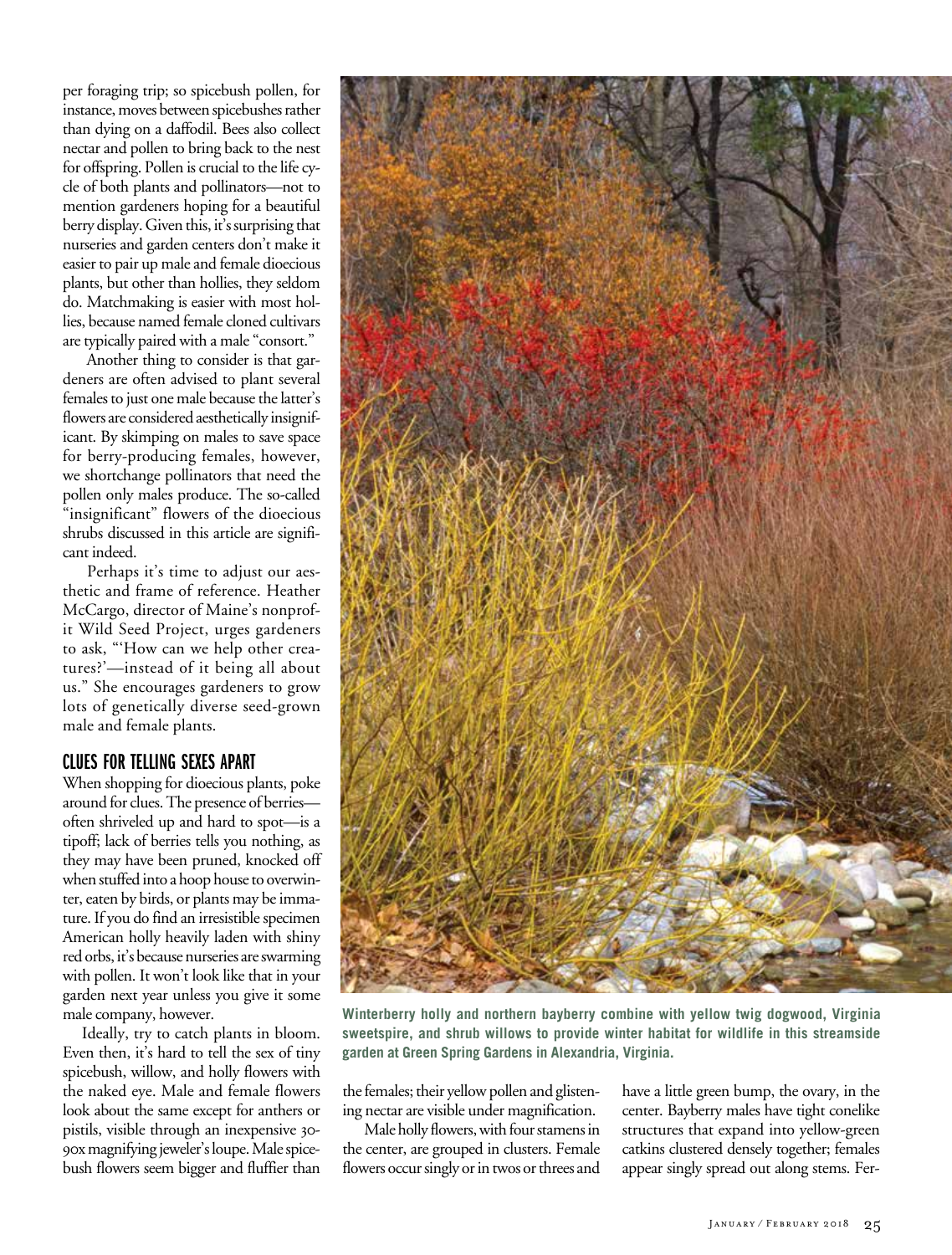per foraging trip; so spicebush pollen, for instance, moves between spicebushes rather than dying on a daffodil. Bees also collect nectar and pollen to bring back to the nest for offspring. Pollen is crucial to the life cycle of both plants and pollinators—not to mention gardeners hoping for a beautiful berry display. Given this, it's surprising that nurseries and garden centers don't make it easier to pair up male and female dioecious plants, but other than hollies, they seldom do. Matchmaking is easier with most hollies, because named female cloned cultivars are typically paired with a male "consort."

Another thing to consider is that gardeners are often advised to plant several females to just one male because the latter's flowers are considered aesthetically insignificant. By skimping on males to save space for berry-producing females, however, we shortchange pollinators that need the pollen only males produce. The so-called "insignificant" flowers of the dioecious shrubs discussed in this article are significant indeed.

Perhaps it's time to adjust our aesthetic and frame of reference. Heather McCargo, director of Maine's nonprofit Wild Seed Project, urges gardeners to ask, "'How can we help other creatures?'—instead of it being all about us." She encourages gardeners to grow lots of genetically diverse seed-grown male and female plants.

## CLUES FOR TELLING SEXES APART

When shopping for dioecious plants, poke around for clues. The presence of berries—often shriveled up and hard to spot—is a tipoff; lack of berries tells you nothing, as they may have been pruned, knocked off when stuffed into a hoop house to overwinter, eaten by birds, or plants may be immature. If you do find an irresistible specimen American holly heavily laden with shiny red orbs, it's because nurseries are swarming with pollen. It won't look like that in your garden next year unless you give it some male company, however.

Ideally, try to catch plants in bloom. Even then, it's hard to tell the sex of tiny spicebush, willow, and holly flowers with the naked eye. Male and female flowers look about the same except for anthers or pistils, visible through an inexpensive 30-90x magnifying jeweler's loupe. Male spicebush flowers seem bigger and fluffier than the females; their yellow pollen and glistening nectar are visible under magnification.

Male holly flowers, with four stamens in the center, are grouped in clusters. Female flowers occur singly or in twos or threes and have a little green bump, the ovary, in the center. Bayberry males have tight conelike structures that expand into yellow-green catkins clustered densely together; females appear singly spread out along stems. Fer-

**Winterberry holly and northern bayberry combine with yellow twig dogwood, Virginia sweetspire, and shrub willows to provide winter habitat for wildlife in this streamside garden at Green Spring Gardens in Alexandria, Virginia.**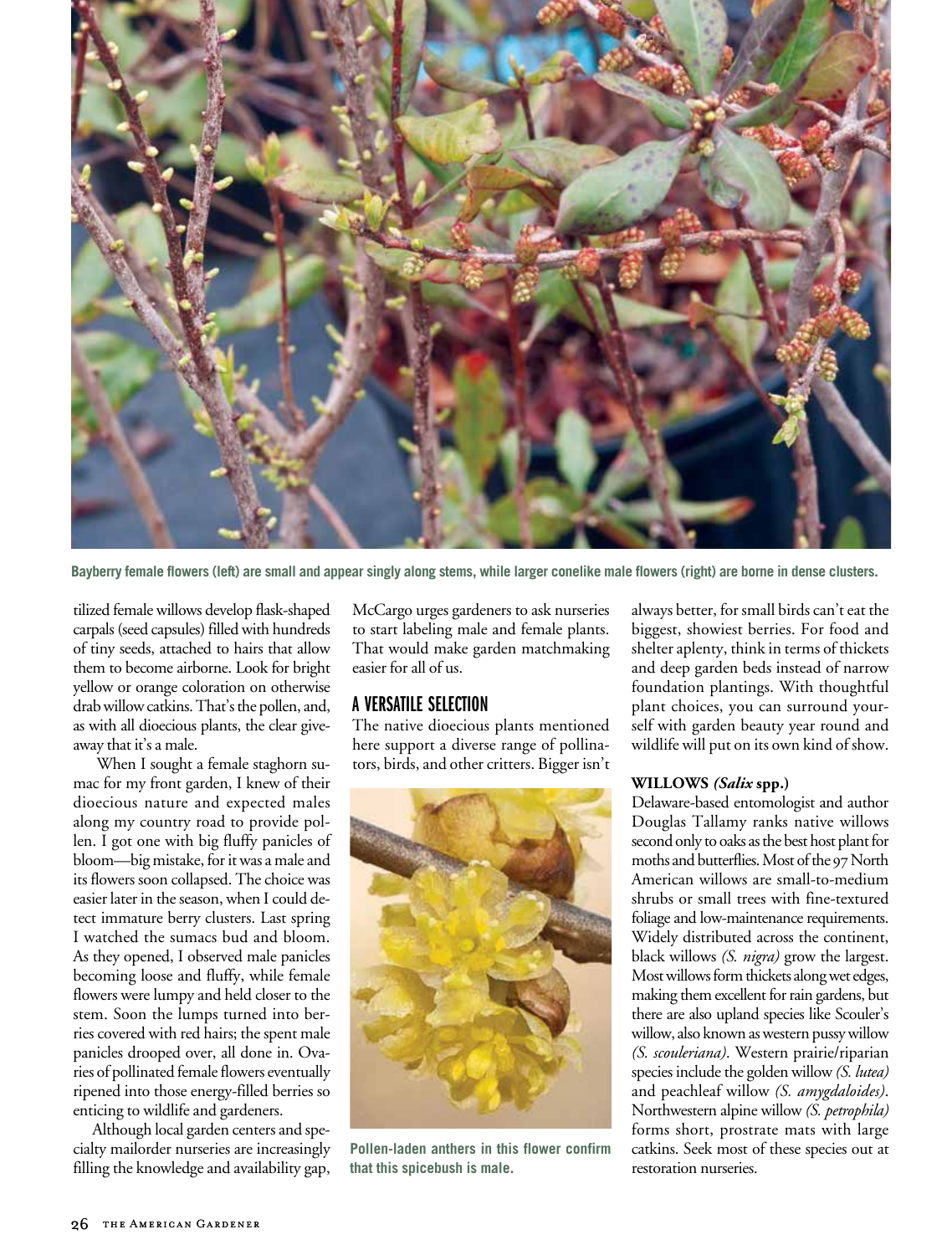Bayberry female flowers (left) are small and appear singly along stems, while larger conelike male flowers (right) are borne in dense clusters.

tilized female willows develop flask-shaped carpals (seed capsules) filled with hundreds of tiny seeds, attached to hairs that allow them to become airborne. Look for bright yellow or orange coloration on otherwise drab willow catkins. That's the pollen, and, as with all dioecious plants, the clear give-away that it's a male.

When I sought a female staghorn sumac for my front garden, I knew of their dioecious nature and expected males along my country road to provide pollen. I got one with big fluffy panicles of bloom—big mistake, for it was a male and its flowers soon collapsed. The choice was easier later in the season, when I could detect immature berry clusters. Last spring I watched the sumacs bud and bloom. As they opened, I observed male panicles becoming loose and fluffy, while female flowers were lumpy and held closer to the stem. Soon the lumps turned into berries covered with red hairs; the spent male panicles drooped over, all done in. Ovaries of pollinated female flowers eventually ripened into those energy-filled berries so enticing to wildlife and gardeners.

Although local garden centers and specialty mailorder nurseries are increasingly filling the knowledge and availability gap, McCargo urges gardeners to ask nurseries to start labeling male and female plants. That would make garden matchmaking easier for all of us.

## A VERSATILE SELECTION

The native dioecious plants mentioned here support a diverse range of pollinators, birds, and other critters. Bigger isn't always better, for small birds can't eat the biggest, showiest berries. For food and shelter aplenty, think in terms of thickets and deep garden beds instead of narrow foundation plantings. With thoughtful plant choices, you can surround yourself with garden beauty year round and wildlife will put on its own kind of show.

Pollen-laden anthers in this flower confirm that this spicebush is male.

### WILLOWS *(Salix* spp.)

Delaware-based entomologist and author Douglas Tallamy ranks native willows second only to oaks as the best host plant for moths and butterflies. Most of the 97 North American willows are small-to-medium shrubs or small trees with fine-textured foliage and low-maintenance requirements. Widely distributed across the continent, black willows *(S. nigra)* grow the largest. Most willows form thickets along wet edges, making them excellent for rain gardens, but there are also upland species like Scouler's willow, also known as western pussy willow *(S. scouleriana)*. Western prairie/riparian species include the golden willow *(S. lutea)* and peachleaf willow *(S. amygdaloides)*. Northwestern alpine willow *(S. petrophila)* forms short, prostrate mats with large catkins. Seek most of these species out at restoration nurseries.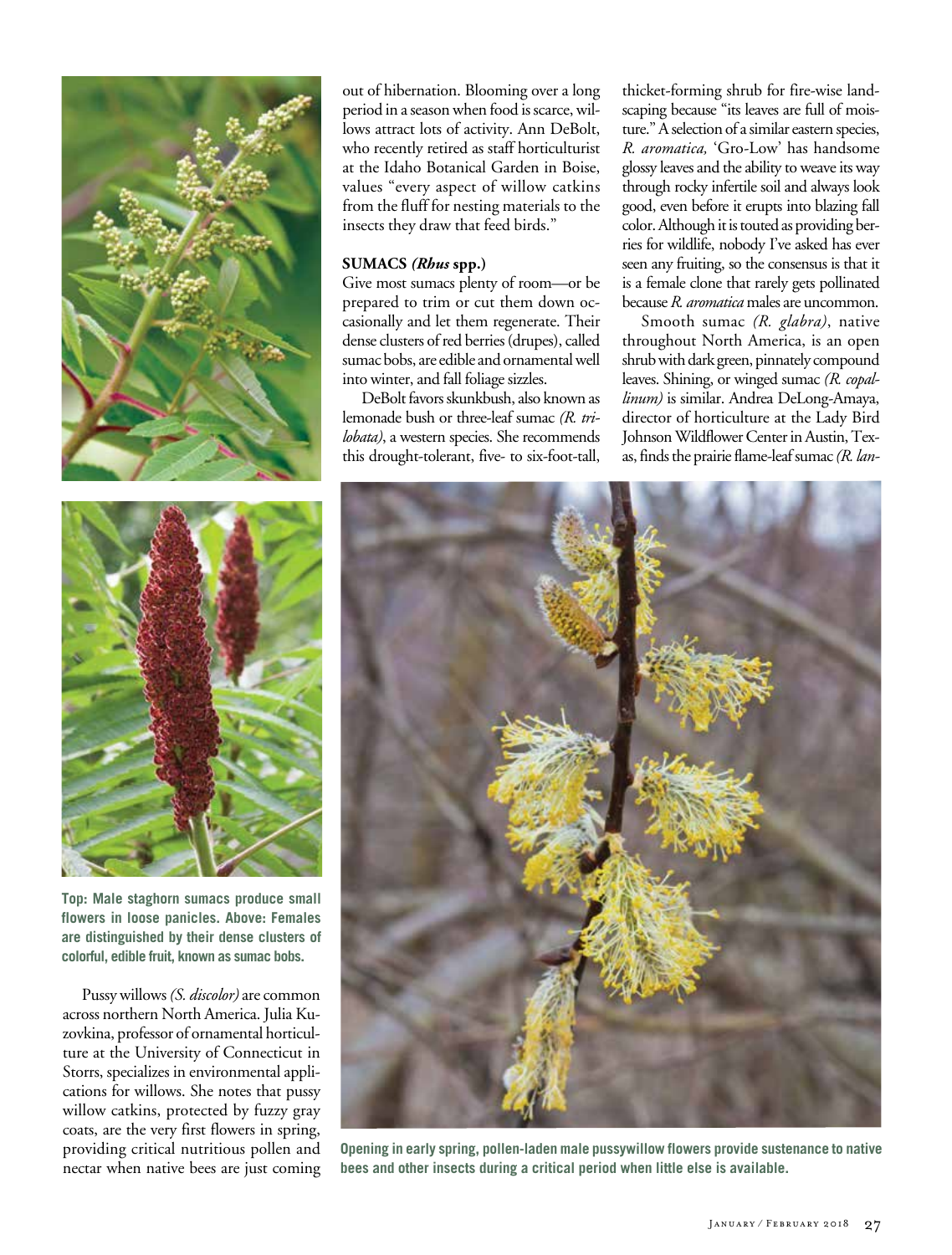Top: Male staghorn sumacs produce small flowers in loose panicles. Above: Females are distinguished by their dense clusters of colorful, edible fruit, known as sumac bobs.

Pussy willows *(S. discolor)* are common across northern North America. Julia Kuzovkina, professor of ornamental horticulture at the University of Connecticut in Storrs, specializes in environmental applications for willows. She notes that pussy willow catkins, protected by fuzzy gray coats, are the very first flowers in spring, providing critical nutritious pollen and nectar when native bees are just coming out of hibernation. Blooming over a long period in a season when food is scarce, willows attract lots of activity. Ann DeBolt, who recently retired as staff horticulturist at the Idaho Botanical Garden in Boise, values "every aspect of willow catkins from the fluff for nesting materials to the insects they draw that feed birds."

**SUMACS *(Rhus* spp.)**

Give most sumacs plenty of room—or be prepared to trim or cut them down occasionally and let them regenerate. Their dense clusters of red berries (drupes), called sumac bobs, are edible and ornamental well into winter, and fall foliage sizzles.

DeBolt favors skunkbush, also known as lemonade bush or three-leaf sumac *(R. trilobata)*, a western species. She recommends this drought-tolerant, five- to six-foot-tall, thicket-forming shrub for fire-wise landscaping because "its leaves are full of moisture." A selection of a similar eastern species, *R. aromatica,* 'Gro-Low' has handsome glossy leaves and the ability to weave its way through rocky infertile soil and always look good, even before it erupts into blazing fall color. Although it is touted as providing berries for wildlife, nobody I've asked has ever seen any fruiting, so the consensus is that it is a female clone that rarely gets pollinated because *R. aromatica* males are uncommon.

Smooth sumac *(R. glabra)*, native throughout North America, is an open shrub with dark green, pinnately compound leaves. Shining, or winged sumac *(R. copallinum)* is similar. Andrea DeLong-Amaya, director of horticulture at the Lady Bird Johnson Wildflower Center in Austin, Texas, finds the prairie flame-leaf sumac *(R. lan-*

Opening in early spring, pollen-laden male pussywillow flowers provide sustenance to native bees and other insects during a critical period when little else is available.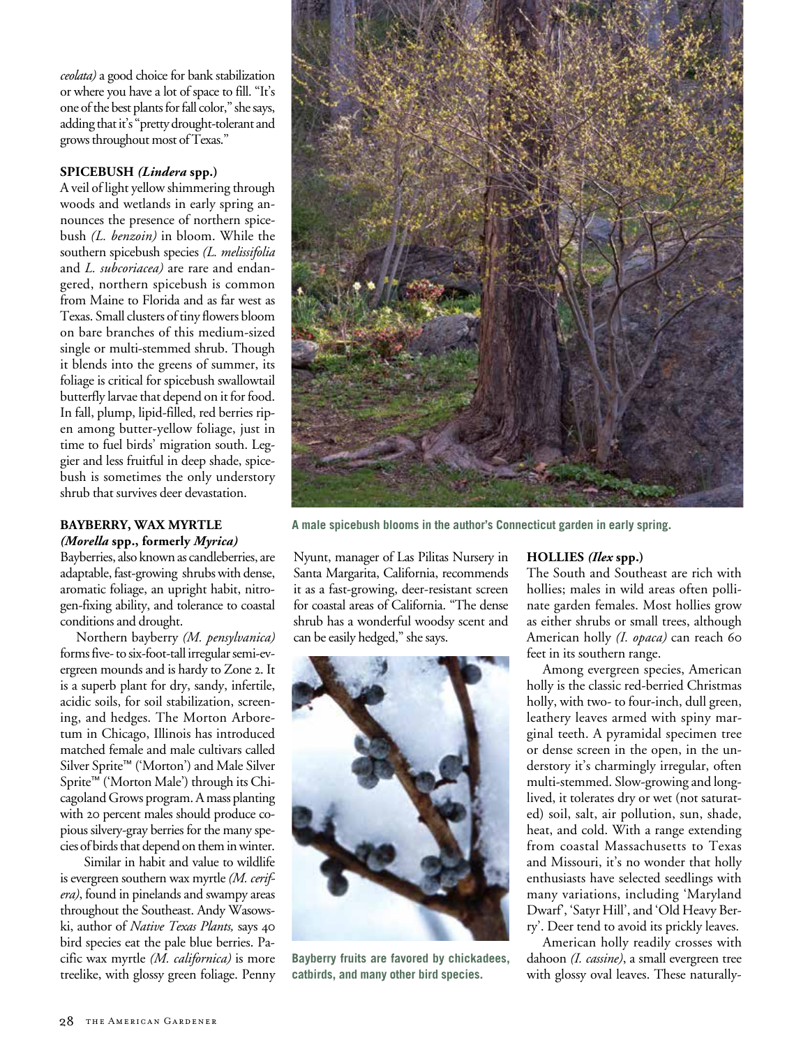ceolata) a good choice for bank stabilization or where you have a lot of space to fill. "It's one of the best plants for fall color," she says, adding that it's "pretty drought-tolerant and grows throughout most of Texas."

### SPICEBUSH *(Lindera* spp.)

A veil of light yellow shimmering through woods and wetlands in early spring announces the presence of northern spicebush *(L. benzoin)* in bloom. While the southern spicebush species *(L. melissifolia* and *L. subcoriacea)* are rare and endangered, northern spicebush is common from Maine to Florida and as far west as Texas. Small clusters of tiny flowers bloom on bare branches of this medium-sized single or multi-stemmed shrub. Though it blends into the greens of summer, its foliage is critical for spicebush swallowtail butterfly larvae that depend on it for food. In fall, plump, lipid-filled, red berries ripen among butter-yellow foliage, just in time to fuel birds' migration south. Leggier and less fruitful in deep shade, spicebush is sometimes the only understory shrub that survives deer devastation.

A male spicebush blooms in the author's Connecticut garden in early spring.

### BAYBERRY, WAX MYRTLE *(Morella* spp., formerly *Myrica)*

Bayberries, also known as candleberries, are adaptable, fast-growing shrubs with dense, aromatic foliage, an upright habit, nitrogen-fixing ability, and tolerance to coastal conditions and drought.

Northern bayberry *(M. pensylvanica)* forms five- to six-foot-tall irregular semi-evergreen mounds and is hardy to Zone 2. It is a superb plant for dry, sandy, infertile, acidic soils, for soil stabilization, screening, and hedges. The Morton Arboretum in Chicago, Illinois has introduced matched female and male cultivars called Silver Sprite™ ('Morton') and Male Silver Sprite™ ('Morton Male') through its Chicagoland Grows program. A mass planting with 20 percent males should produce copious silvery-gray berries for the many species of birds that depend on them in winter.

Similar in habit and value to wildlife is evergreen southern wax myrtle *(M. cerifera)*, found in pinelands and swampy areas throughout the Southeast. Andy Wasowski, author of *Native Texas Plants,* says 40 bird species eat the pale blue berries. Pacific wax myrtle *(M. californica)* is more treelike, with glossy green foliage. Penny Nyunt, manager of Las Pilitas Nursery in Santa Margarita, California, recommends it as a fast-growing, deer-resistant screen for coastal areas of California. "The dense shrub has a wonderful woodsy scent and can be easily hedged," she says.

Bayberry fruits are favored by chickadees, catbirds, and many other bird species.

### HOLLIES *(Ilex* spp.)

The South and Southeast are rich with hollies; males in wild areas often pollinate garden females. Most hollies grow as either shrubs or small trees, although American holly *(I. opaca)* can reach 60 feet in its southern range.

Among evergreen species, American holly is the classic red-berried Christmas holly, with two- to four-inch, dull green, leathery leaves armed with spiny marginal teeth. A pyramidal specimen tree or dense screen in the open, in the understory it's charmingly irregular, often multi-stemmed. Slow-growing and long-lived, it tolerates dry or wet (not saturated) soil, salt, air pollution, sun, shade, heat, and cold. With a range extending from coastal Massachusetts to Texas and Missouri, it's no wonder that holly enthusiasts have selected seedlings with many variations, including 'Maryland Dwarf', 'Satyr Hill', and 'Old Heavy Berry'. Deer tend to avoid its prickly leaves.

American holly readily crosses with dahoon *(I. cassine)*, a small evergreen tree with glossy oval leaves. These naturally-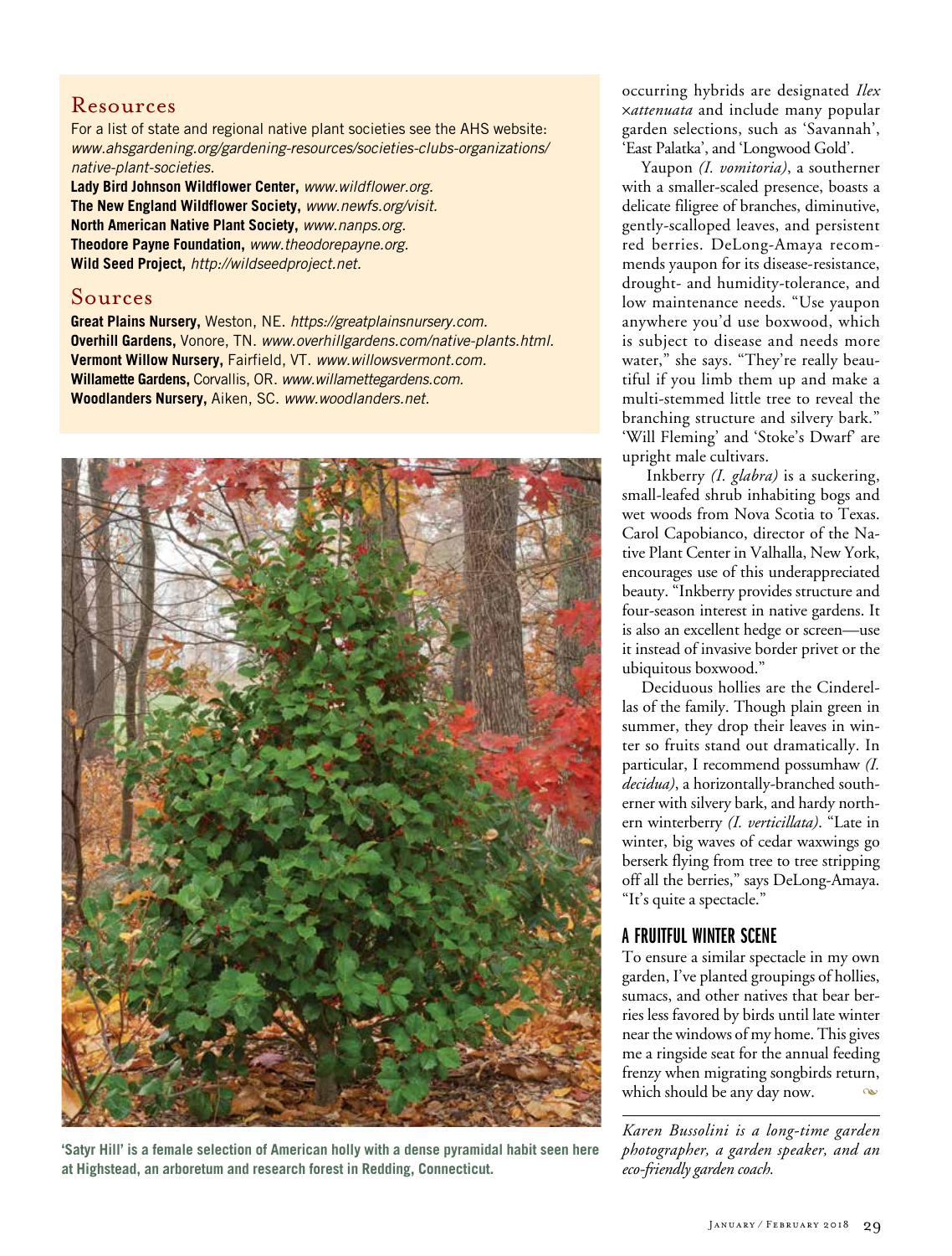## Resources

For a list of state and regional native plant societies see the AHS website: *www.ahsgardening.org/gardening-resources/societies-clubs-organizations/native-plant-societies.*

**Lady Bird Johnson Wildflower Center,** *www.wildflower.org.*
**The New England Wildflower Society,** *www.newfs.org/visit.*
**North American Native Plant Society,** *www.nanps.org.*
**Theodore Payne Foundation,** *www.theodorepayne.org.*
**Wild Seed Project,** *http://wildseedproject.net.*

## Sources

**Great Plains Nursery,** Weston, NE. *https://greatplainsnursery.com.*
**Overhill Gardens,** Vonore, TN. *www.overhillgardens.com/native-plants.html.*
**Vermont Willow Nursery,** Fairfield, VT. *www.willowsvermont.com.*
**Willamette Gardens,** Corvallis, OR. *www.willamettegardens.com.*
**Woodlanders Nursery,** Aiken, SC. *www.woodlanders.net.*

**'Satyr Hill' is a female selection of American holly with a dense pyramidal habit seen here at Highstead, an arboretum and research forest in Redding, Connecticut.**

occurring hybrids are designated *Ilex ×attenuata* and include many popular garden selections, such as 'Savannah', 'East Palatka', and 'Longwood Gold'.

Yaupon *(I. vomitoria)*, a southerner with a smaller-scaled presence, boasts a delicate filigree of branches, diminutive, gently-scalloped leaves, and persistent red berries. DeLong-Amaya recommends yaupon for its disease-resistance, drought- and humidity-tolerance, and low maintenance needs. "Use yaupon anywhere you'd use boxwood, which is subject to disease and needs more water," she says. "They're really beautiful if you limb them up and make a multi-stemmed little tree to reveal the branching structure and silvery bark." 'Will Fleming' and 'Stoke's Dwarf' are upright male cultivars.

Inkberry *(I. glabra)* is a suckering, small-leafed shrub inhabiting bogs and wet woods from Nova Scotia to Texas. Carol Capobianco, director of the Native Plant Center in Valhalla, New York, encourages use of this underappreciated beauty. "Inkberry provides structure and four-season interest in native gardens. It is also an excellent hedge or screen—use it instead of invasive border privet or the ubiquitous boxwood."

Deciduous hollies are the Cinderellas of the family. Though plain green in summer, they drop their leaves in winter so fruits stand out dramatically. In particular, I recommend possumhaw *(I. decidua)*, a horizontally-branched southerner with silvery bark, and hardy northern winterberry *(I. verticillata)*. "Late in winter, big waves of cedar waxwings go berserk flying from tree to tree stripping off all the berries," says DeLong-Amaya. "It's quite a spectacle."

### A FRUITFUL WINTER SCENE

To ensure a similar spectacle in my own garden, I've planted groupings of hollies, sumacs, and other natives that bear berries less favored by birds until late winter near the windows of my home. This gives me a ringside seat for the annual feeding frenzy when migrating songbirds return, which should be any day now.

*Karen Bussolini is a long-time garden photographer, a garden speaker, and an eco-friendly garden coach.*